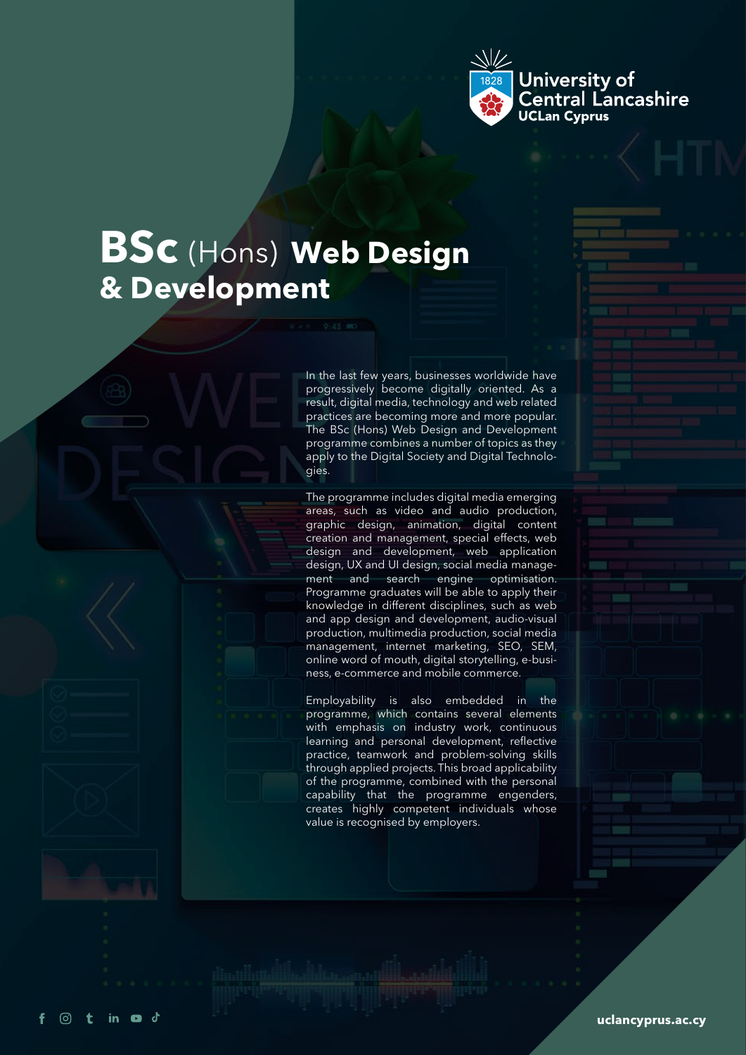University of Central Lancashire
UCLan Cyprus

# BSc (Hons) Web Design & Development

In the last few years, businesses worldwide have progressively become digitally oriented. As a result, digital media, technology and web related practices are becoming more and more popular. The BSc (Hons) Web Design and Development programme combines a number of topics as they apply to the Digital Society and Digital Technologies.

The programme includes digital media emerging areas, such as video and audio production, graphic design, animation, digital content creation and management, special effects, web design and development, web application design, UX and UI design, social media management and search engine optimisation. Programme graduates will be able to apply their knowledge in different disciplines, such as web and app design and development, audio-visual production, multimedia production, social media management, internet marketing, SEO, SEM, online word of mouth, digital storytelling, e-business, e-commerce and mobile commerce.

Employability is also embedded in the programme, which contains several elements with emphasis on industry work, continuous learning and personal development, reflective practice, teamwork and problem-solving skills through applied projects. This broad applicability of the programme, combined with the personal capability that the programme engenders, creates highly competent individuals whose value is recognised by employers.

uclancyprus.ac.cy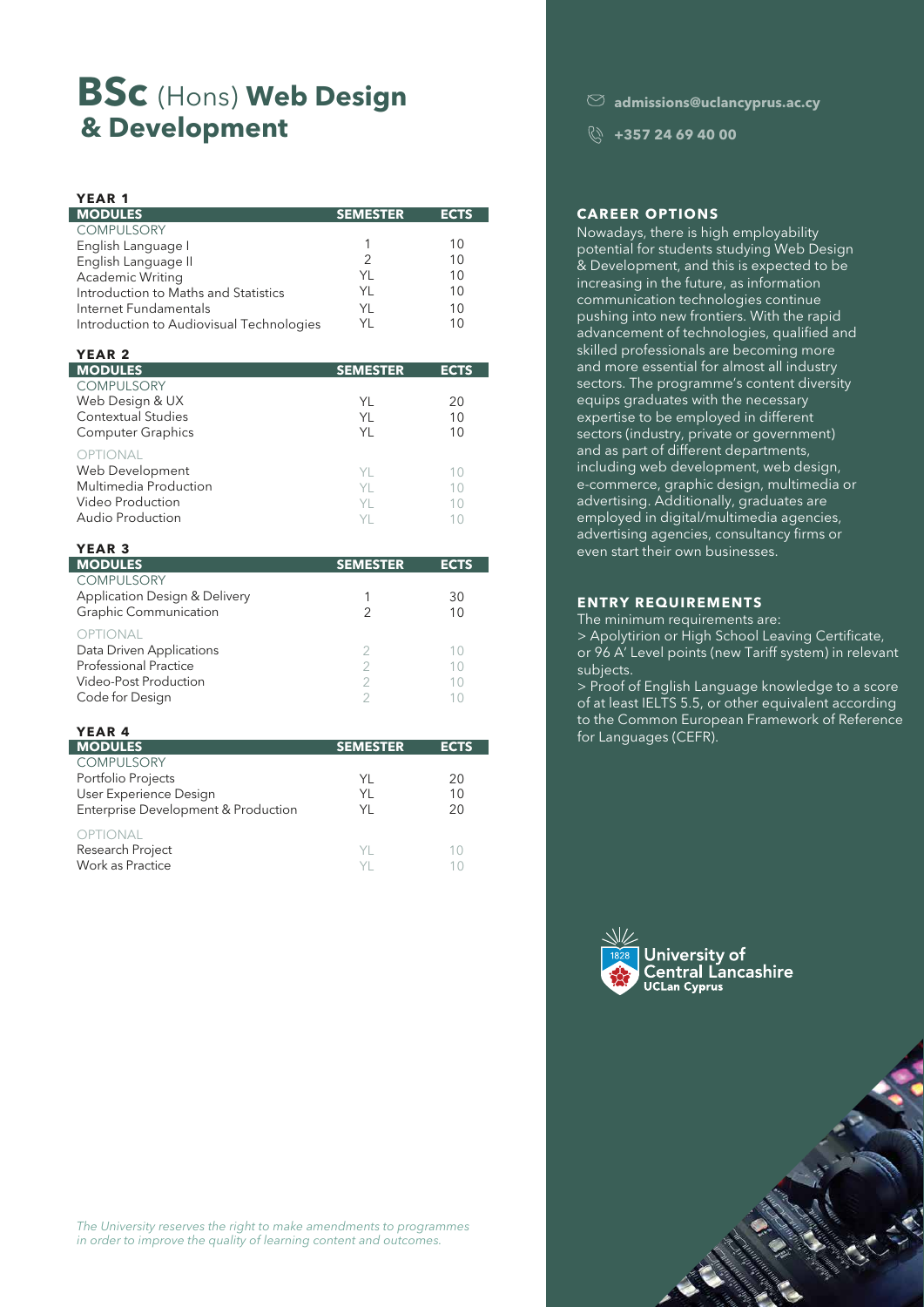# **BSc** (Hons) **Web Design & Development**

### YEAR 1

| MODULES | SEMESTER | ECTS |
|---|---|---|
| COMPULSORY | | |
| English Language I | 1 | 10 |
| English Language II | 2 | 10 |
| Academic Writing | YL | 10 |
| Introduction to Maths and Statistics | YL | 10 |
| Internet Fundamentals | YL | 10 |
| Introduction to Audiovisual Technologies | YL | 10 |

### YEAR 2

| MODULES | SEMESTER | ECTS |
|---|---|---|
| COMPULSORY | | |
| Web Design & UX | YL | 20 |
| Contextual Studies | YL | 10 |
| Computer Graphics | YL | 10 |
| OPTIONAL | | |
| Web Development | YL | 10 |
| Multimedia Production | YL | 10 |
| Video Production | YL | 10 |
| Audio Production | YL | 10 |

### YEAR 3

| MODULES | SEMESTER | ECTS |
|---|---|---|
| COMPULSORY | | |
| Application Design & Delivery | 1 | 30 |
| Graphic Communication | 2 | 10 |
| OPTIONAL | | |
| Data Driven Applications | 2 | 10 |
| Professional Practice | 2 | 10 |
| Video-Post Production | 2 | 10 |
| Code for Design | 2 | 10 |

### YEAR 4

| MODULES | SEMESTER | ECTS |
|---|---|---|
| COMPULSORY | | |
| Portfolio Projects | YL | 20 |
| User Experience Design | YL | 10 |
| Enterprise Development & Production | YL | 20 |
| OPTIONAL | | |
| Research Project | YL | 10 |
| Work as Practice | YL | 10 |

*The University reserves the right to make amendments to programmes in order to improve the quality of learning content and outcomes.*

**admissions@uclancyprus.ac.cy**

**+357 24 69 40 00**

## CAREER OPTIONS

Nowadays, there is high employability potential for students studying Web Design & Development, and this is expected to be increasing in the future, as information communication technologies continue pushing into new frontiers. With the rapid advancement of technologies, qualified and skilled professionals are becoming more and more essential for almost all industry sectors. The programme's content diversity equips graduates with the necessary expertise to be employed in different sectors (industry, private or government) and as part of different departments, including web development, web design, e-commerce, graphic design, multimedia or advertising. Additionally, graduates are employed in digital/multimedia agencies, advertising agencies, consultancy firms or even start their own businesses.

## ENTRY REQUIREMENTS

The minimum requirements are:

> Apolytirion or High School Leaving Certificate, or 96 A' Level points (new Tariff system) in relevant subjects.

> Proof of English Language knowledge to a score of at least IELTS 5.5, or other equivalent according to the Common European Framework of Reference for Languages (CEFR).

University of Central Lancashire
UCLan Cyprus